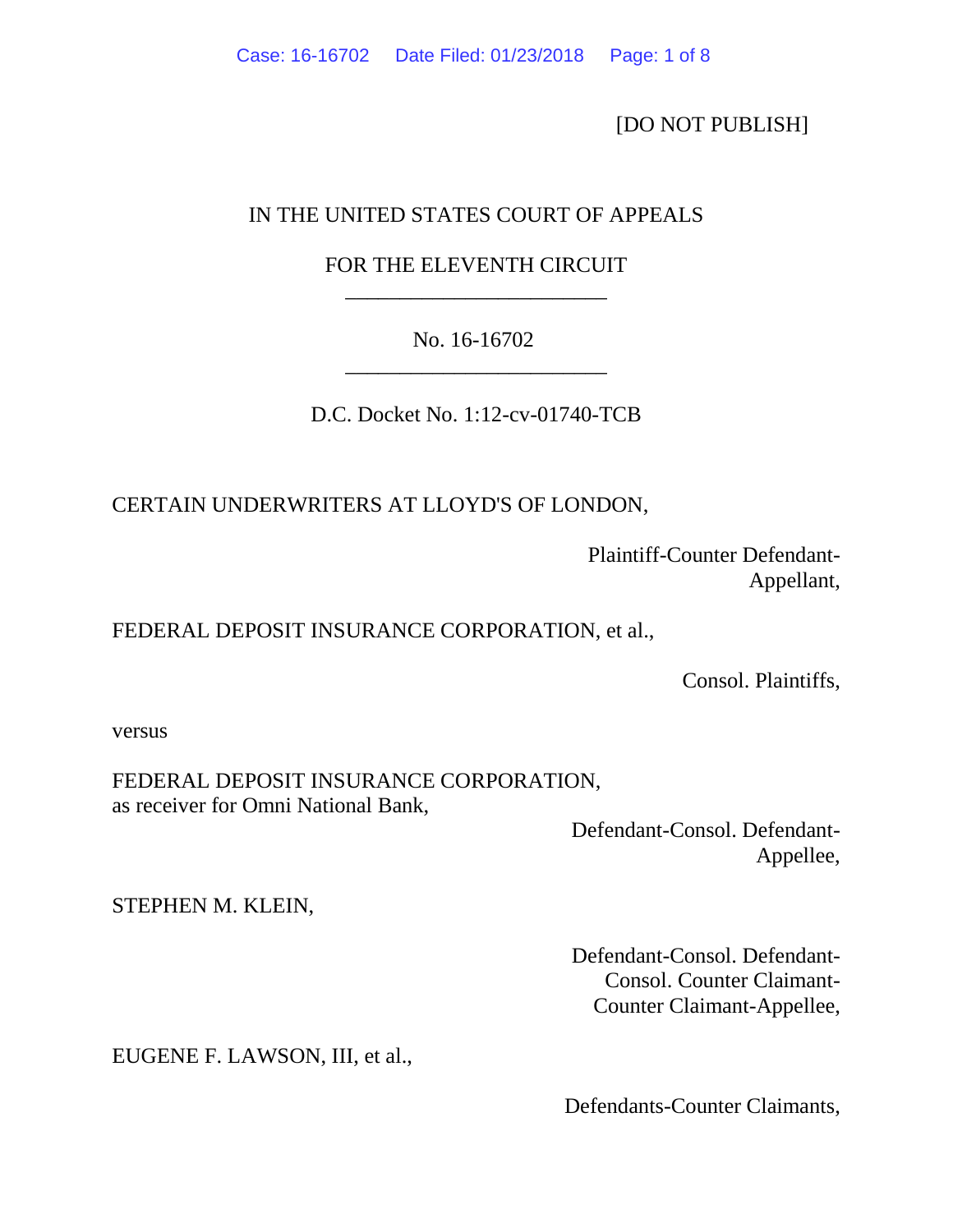[DO NOT PUBLISH]

IN THE UNITED STATES COURT OF APPEALS

FOR THE ELEVENTH CIRCUIT

________________________

No. 16-16702

________________________

D.C. Docket No. 1:12-cv-01740-TCB

CERTAIN UNDERWRITERS AT LLOYD'S OF LONDON,

Plaintiff-Counter Defendant-Appellant,

FEDERAL DEPOSIT INSURANCE CORPORATION, et al.,

Consol. Plaintiffs,

versus

FEDERAL DEPOSIT INSURANCE CORPORATION, as receiver for Omni National Bank,

Defendant-Consol. Defendant-Appellee,

STEPHEN M. KLEIN,

Defendant-Consol. Defendant-Consol. Counter Claimant-Counter Claimant-Appellee,

EUGENE F. LAWSON, III, et al.,

Defendants-Counter Claimants,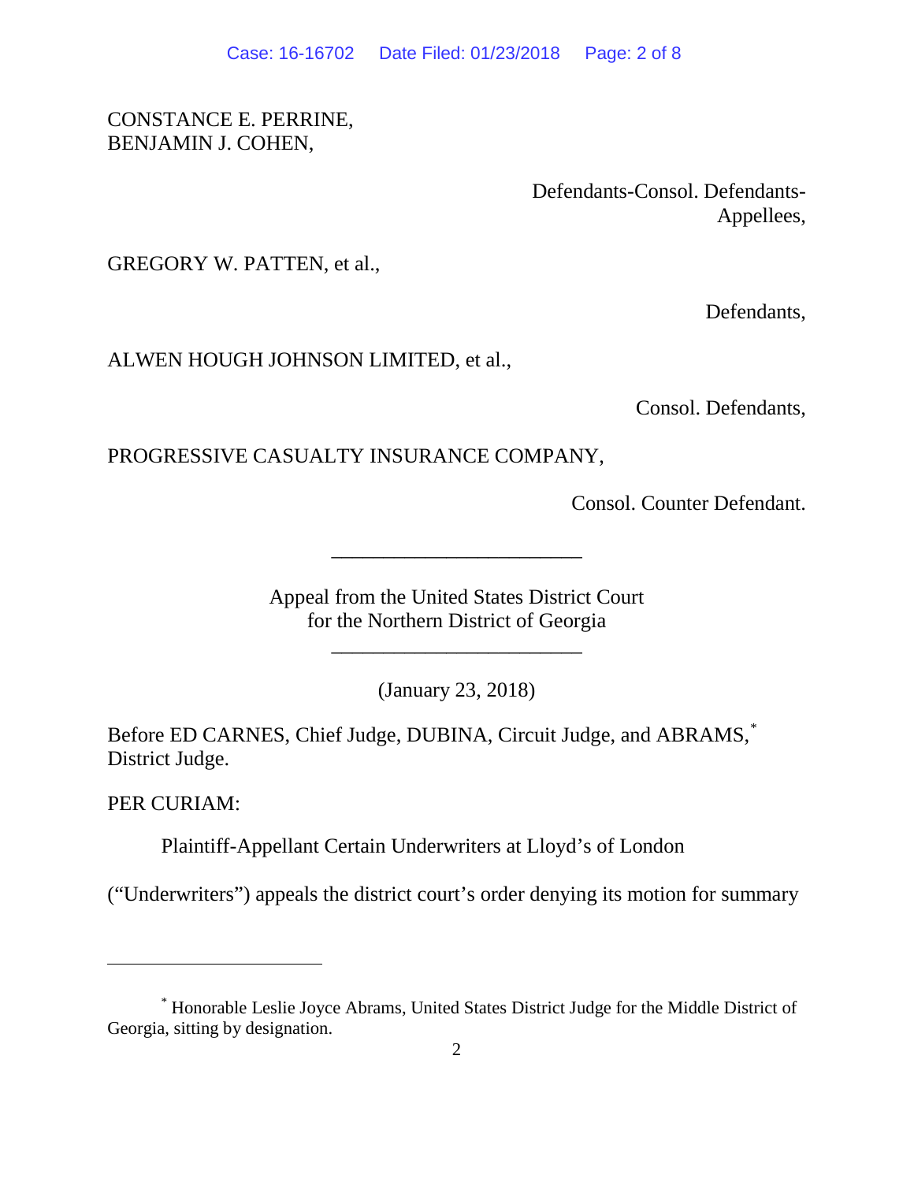CONSTANCE E. PERRINE,
BENJAMIN J. COHEN,

Defendants-Consol. Defendants-Appellees,

GREGORY W. PATTEN, et al.,

Defendants,

ALWEN HOUGH JOHNSON LIMITED, et al.,

Consol. Defendants,

PROGRESSIVE CASUALTY INSURANCE COMPANY,

Consol. Counter Defendant.

---

Appeal from the United States District Court
for the Northern District of Georgia

---

(January 23, 2018)

Before ED CARNES, Chief Judge, DUBINA, Circuit Judge, and ABRAMS,[*] District Judge.

PER CURIAM:

Plaintiff-Appellant Certain Underwriters at Lloyd's of London ("Underwriters") appeals the district court's order denying its motion for summary

---

[*] Honorable Leslie Joyce Abrams, United States District Judge for the Middle District of Georgia, sitting by designation.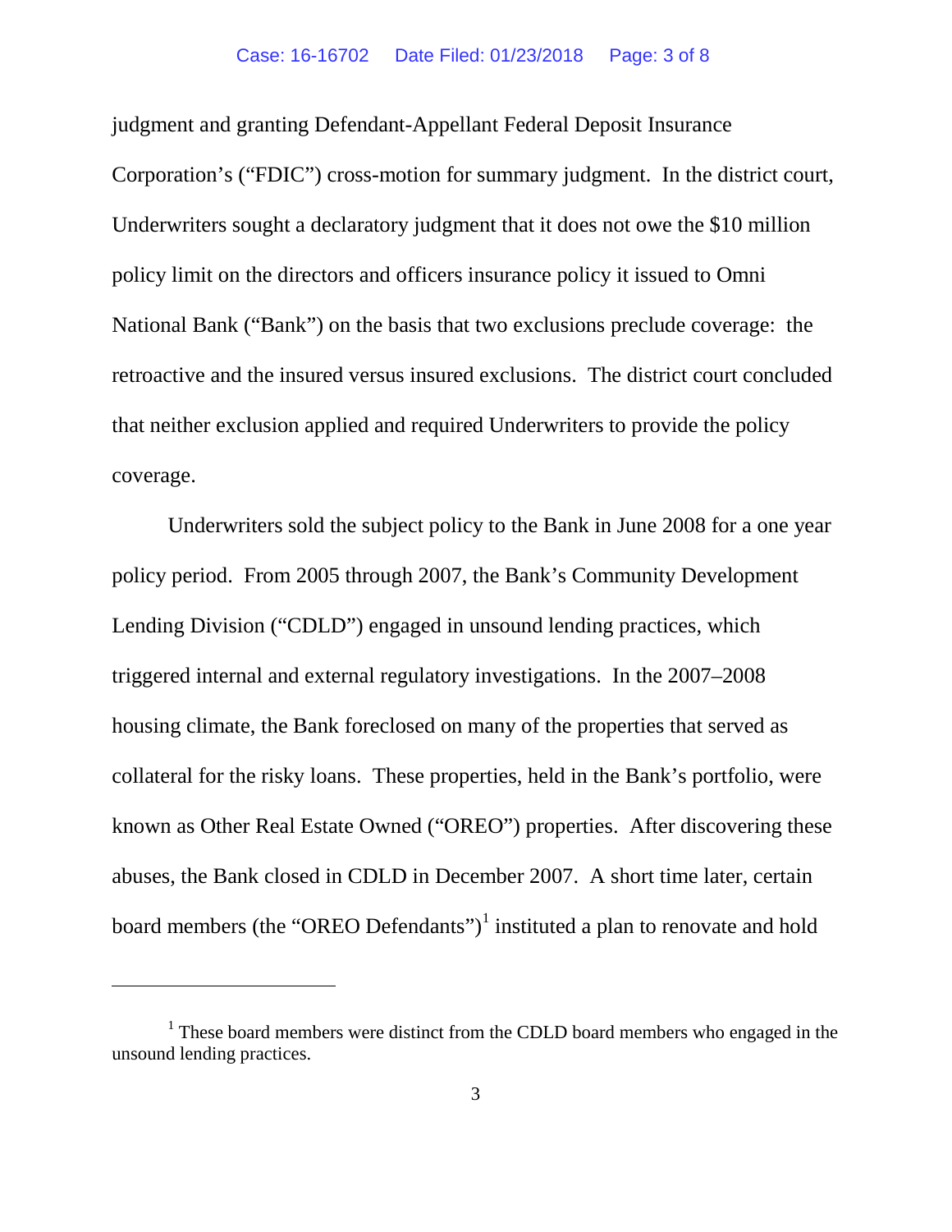judgment and granting Defendant-Appellant Federal Deposit Insurance Corporation's ("FDIC") cross-motion for summary judgment. In the district court, Underwriters sought a declaratory judgment that it does not owe the $10 million policy limit on the directors and officers insurance policy it issued to Omni National Bank ("Bank") on the basis that two exclusions preclude coverage: the retroactive and the insured versus insured exclusions. The district court concluded that neither exclusion applied and required Underwriters to provide the policy coverage.

Underwriters sold the subject policy to the Bank in June 2008 for a one year policy period. From 2005 through 2007, the Bank's Community Development Lending Division ("CDLD") engaged in unsound lending practices, which triggered internal and external regulatory investigations. In the 2007–2008 housing climate, the Bank foreclosed on many of the properties that served as collateral for the risky loans. These properties, held in the Bank's portfolio, were known as Other Real Estate Owned ("OREO") properties. After discovering these abuses, the Bank closed in CDLD in December 2007. A short time later, certain board members (the "OREO Defendants")[1] instituted a plan to renovate and hold

[1] These board members were distinct from the CDLD board members who engaged in the unsound lending practices.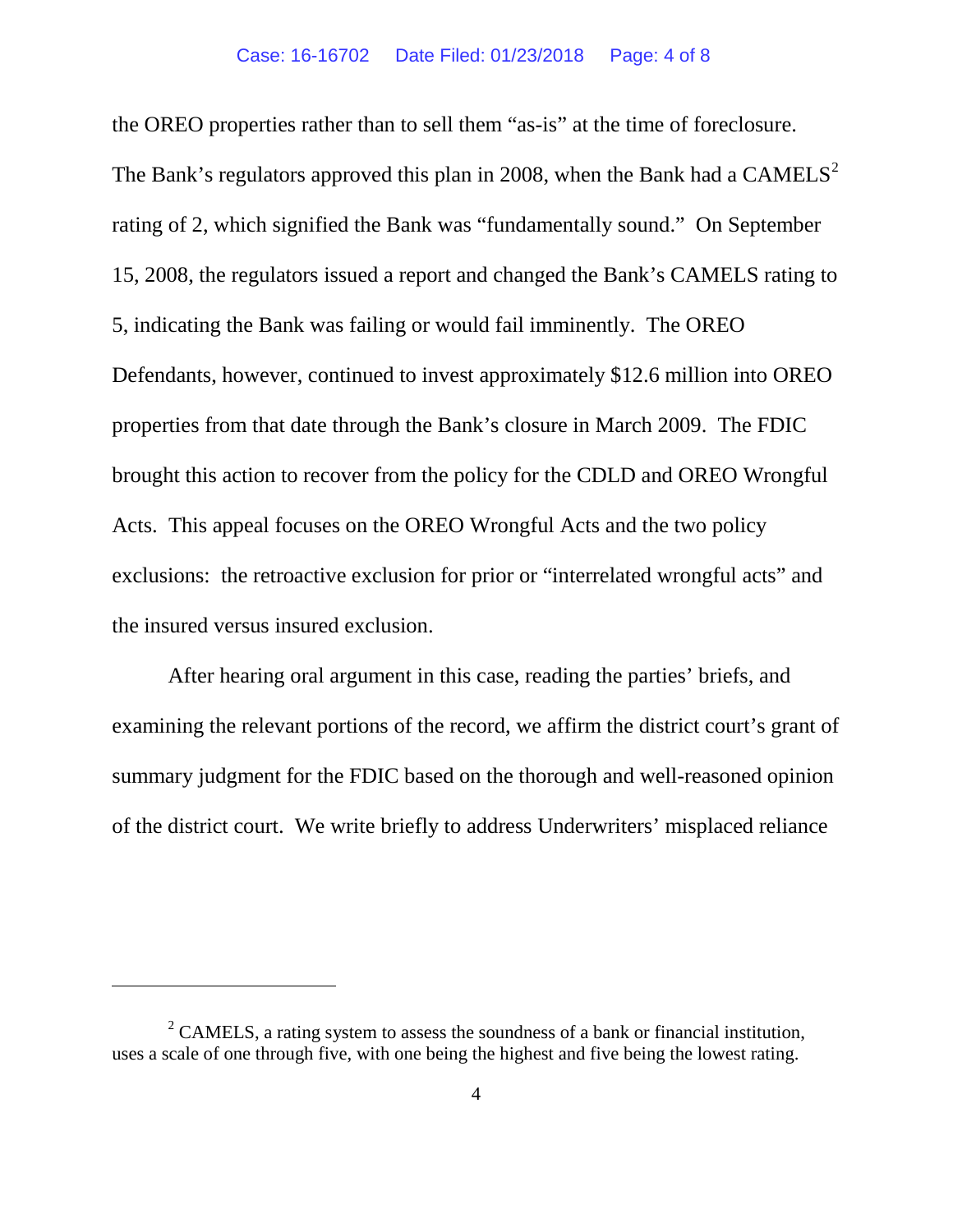the OREO properties rather than to sell them "as-is" at the time of foreclosure. The Bank's regulators approved this plan in 2008, when the Bank had a CAMELS[2] rating of 2, which signified the Bank was "fundamentally sound." On September 15, 2008, the regulators issued a report and changed the Bank's CAMELS rating to 5, indicating the Bank was failing or would fail imminently. The OREO Defendants, however, continued to invest approximately $12.6 million into OREO properties from that date through the Bank's closure in March 2009. The FDIC brought this action to recover from the policy for the CDLD and OREO Wrongful Acts. This appeal focuses on the OREO Wrongful Acts and the two policy exclusions: the retroactive exclusion for prior or "interrelated wrongful acts" and the insured versus insured exclusion.

After hearing oral argument in this case, reading the parties' briefs, and examining the relevant portions of the record, we affirm the district court's grant of summary judgment for the FDIC based on the thorough and well-reasoned opinion of the district court. We write briefly to address Underwriters' misplaced reliance

---

[2] CAMELS, a rating system to assess the soundness of a bank or financial institution, uses a scale of one through five, with one being the highest and five being the lowest rating.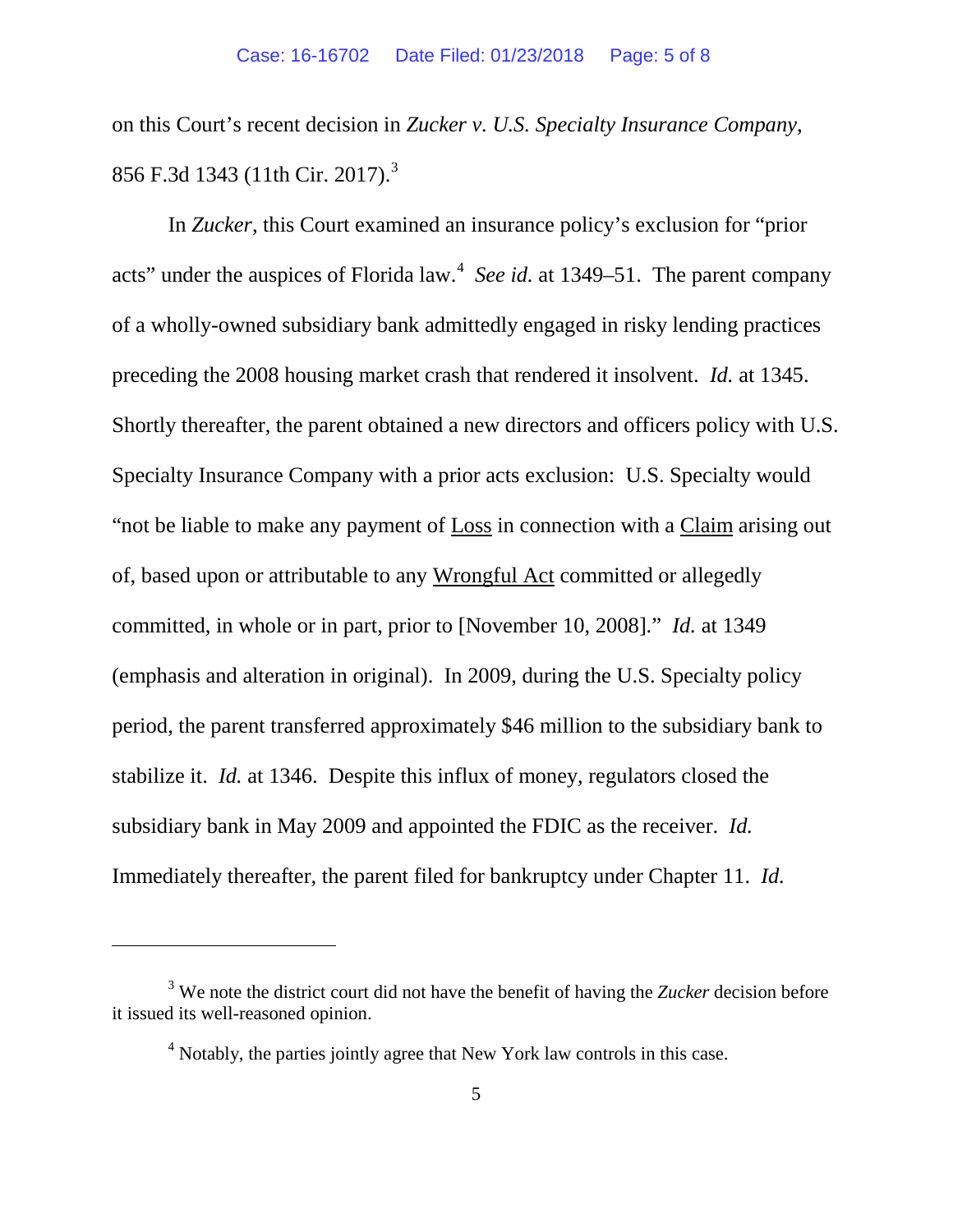on this Court's recent decision in *Zucker v. U.S. Specialty Insurance Company*, 856 F.3d 1343 (11th Cir. 2017).[3]

In *Zucker*, this Court examined an insurance policy's exclusion for "prior acts" under the auspices of Florida law.[4] *See id.* at 1349–51. The parent company of a wholly-owned subsidiary bank admittedly engaged in risky lending practices preceding the 2008 housing market crash that rendered it insolvent. *Id.* at 1345. Shortly thereafter, the parent obtained a new directors and officers policy with U.S. Specialty Insurance Company with a prior acts exclusion: U.S. Specialty would "not be liable to make any payment of <u>Loss</u> in connection with a <u>Claim</u> arising out of, based upon or attributable to any <u>Wrongful Act</u> committed or allegedly committed, in whole or in part, prior to [November 10, 2008]." *Id.* at 1349 (emphasis and alteration in original). In 2009, during the U.S. Specialty policy period, the parent transferred approximately $46 million to the subsidiary bank to stabilize it. *Id.* at 1346. Despite this influx of money, regulators closed the subsidiary bank in May 2009 and appointed the FDIC as the receiver. *Id.* Immediately thereafter, the parent filed for bankruptcy under Chapter 11. *Id.*

---

[3] We note the district court did not have the benefit of having the *Zucker* decision before it issued its well-reasoned opinion.

[4] Notably, the parties jointly agree that New York law controls in this case.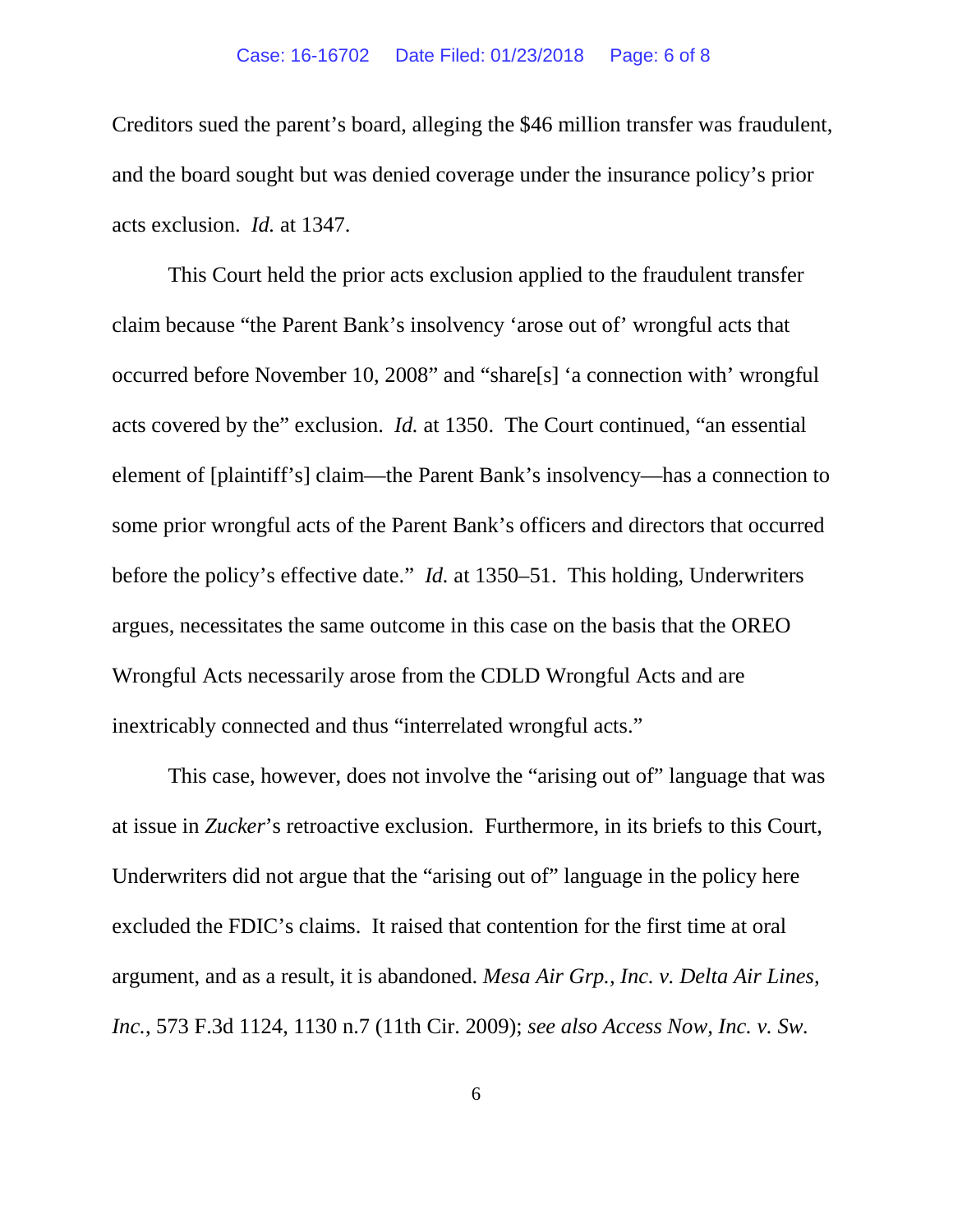Creditors sued the parent's board, alleging the $46 million transfer was fraudulent, and the board sought but was denied coverage under the insurance policy's prior acts exclusion. *Id.* at 1347.

This Court held the prior acts exclusion applied to the fraudulent transfer claim because "the Parent Bank's insolvency 'arose out of' wrongful acts that occurred before November 10, 2008" and "share[s] 'a connection with' wrongful acts covered by the" exclusion. *Id.* at 1350. The Court continued, "an essential element of [plaintiff's] claim—the Parent Bank's insolvency—has a connection to some prior wrongful acts of the Parent Bank's officers and directors that occurred before the policy's effective date." *Id.* at 1350–51. This holding, Underwriters argues, necessitates the same outcome in this case on the basis that the OREO Wrongful Acts necessarily arose from the CDLD Wrongful Acts and are inextricably connected and thus "interrelated wrongful acts."

This case, however, does not involve the "arising out of" language that was at issue in *Zucker*'s retroactive exclusion. Furthermore, in its briefs to this Court, Underwriters did not argue that the "arising out of" language in the policy here excluded the FDIC's claims. It raised that contention for the first time at oral argument, and as a result, it is abandoned. *Mesa Air Grp., Inc. v. Delta Air Lines, Inc.*, 573 F.3d 1124, 1130 n.7 (11th Cir. 2009); *see also Access Now, Inc. v. Sw.*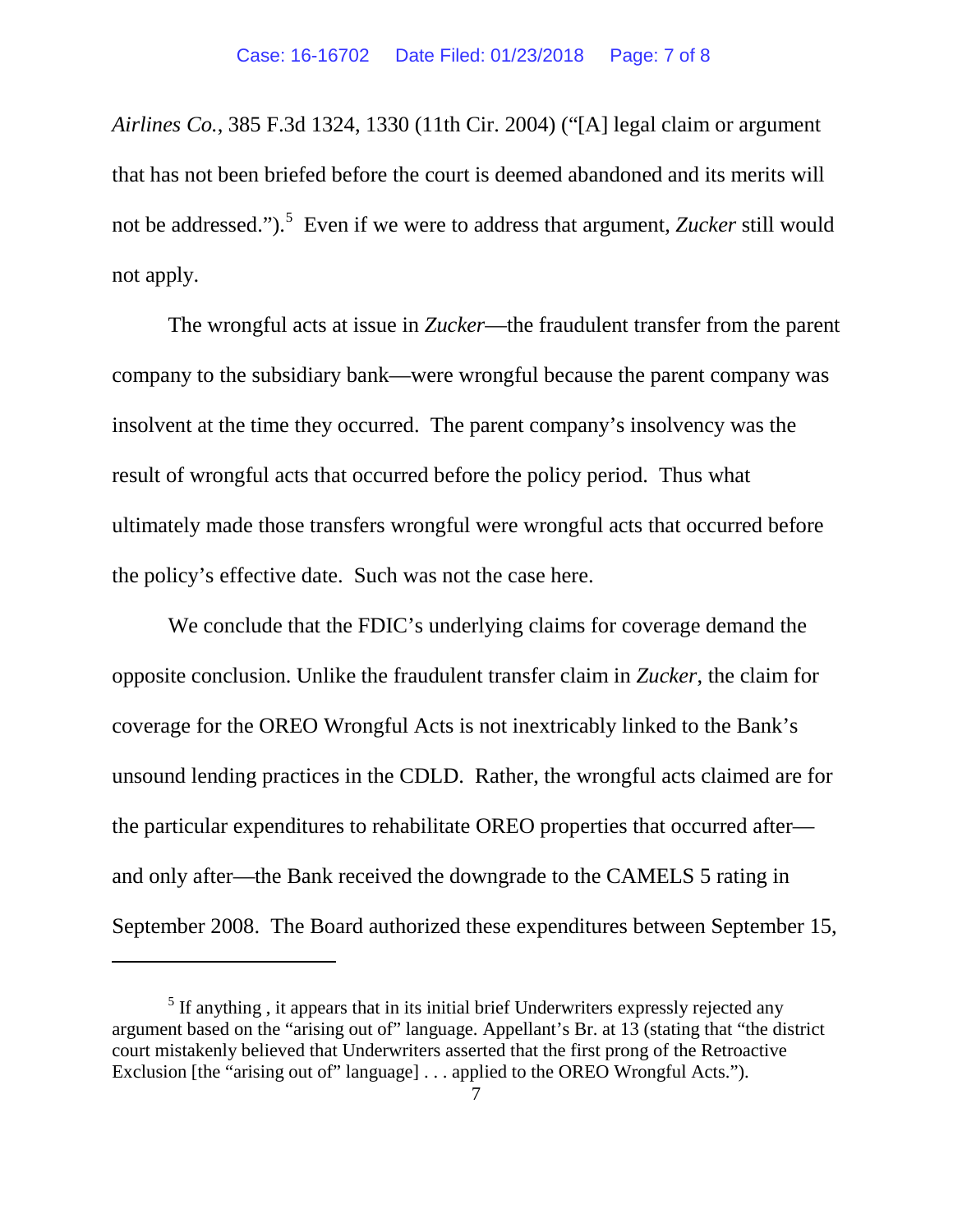*Airlines Co.*, 385 F.3d 1324, 1330 (11th Cir. 2004) ("[A] legal claim or argument that has not been briefed before the court is deemed abandoned and its merits will not be addressed.").[5] Even if we were to address that argument, *Zucker* still would not apply.

The wrongful acts at issue in *Zucker*—the fraudulent transfer from the parent company to the subsidiary bank—were wrongful because the parent company was insolvent at the time they occurred. The parent company's insolvency was the result of wrongful acts that occurred before the policy period. Thus what ultimately made those transfers wrongful were wrongful acts that occurred before the policy's effective date. Such was not the case here.

We conclude that the FDIC's underlying claims for coverage demand the opposite conclusion. Unlike the fraudulent transfer claim in *Zucker*, the claim for coverage for the OREO Wrongful Acts is not inextricably linked to the Bank's unsound lending practices in the CDLD. Rather, the wrongful acts claimed are for the particular expenditures to rehabilitate OREO properties that occurred after—and only after—the Bank received the downgrade to the CAMELS 5 rating in September 2008. The Board authorized these expenditures between September 15,

---

[5] If anything , it appears that in its initial brief Underwriters expressly rejected any argument based on the "arising out of" language. Appellant's Br. at 13 (stating that "the district court mistakenly believed that Underwriters asserted that the first prong of the Retroactive Exclusion [the "arising out of" language] . . . applied to the OREO Wrongful Acts.").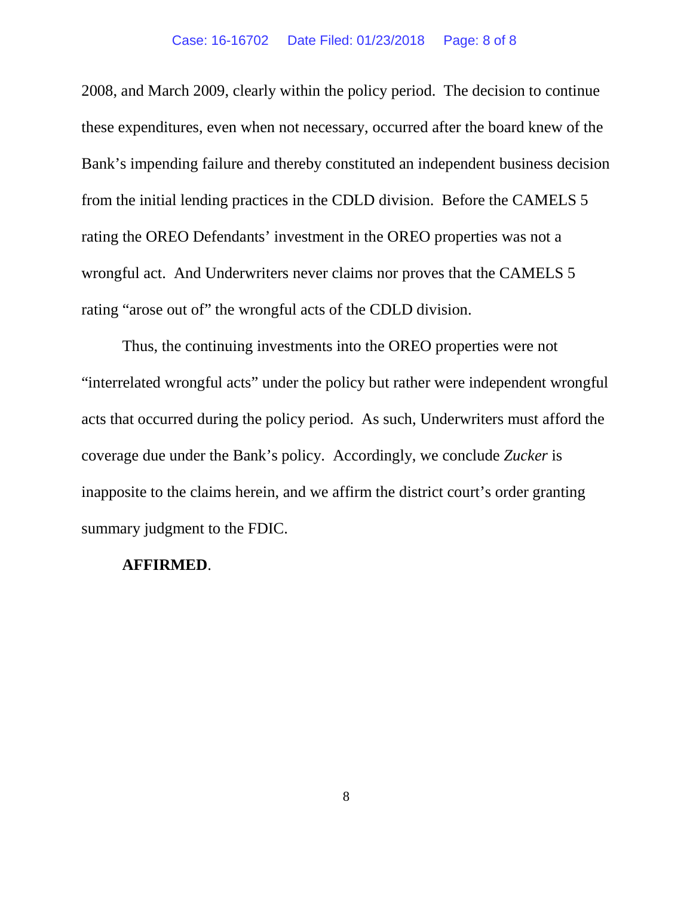2008, and March 2009, clearly within the policy period. The decision to continue these expenditures, even when not necessary, occurred after the board knew of the Bank's impending failure and thereby constituted an independent business decision from the initial lending practices in the CDLD division. Before the CAMELS 5 rating the OREO Defendants' investment in the OREO properties was not a wrongful act. And Underwriters never claims nor proves that the CAMELS 5 rating "arose out of" the wrongful acts of the CDLD division.

Thus, the continuing investments into the OREO properties were not "interrelated wrongful acts" under the policy but rather were independent wrongful acts that occurred during the policy period. As such, Underwriters must afford the coverage due under the Bank's policy. Accordingly, we conclude *Zucker* is inapposite to the claims herein, and we affirm the district court's order granting summary judgment to the FDIC.

**AFFIRMED**.